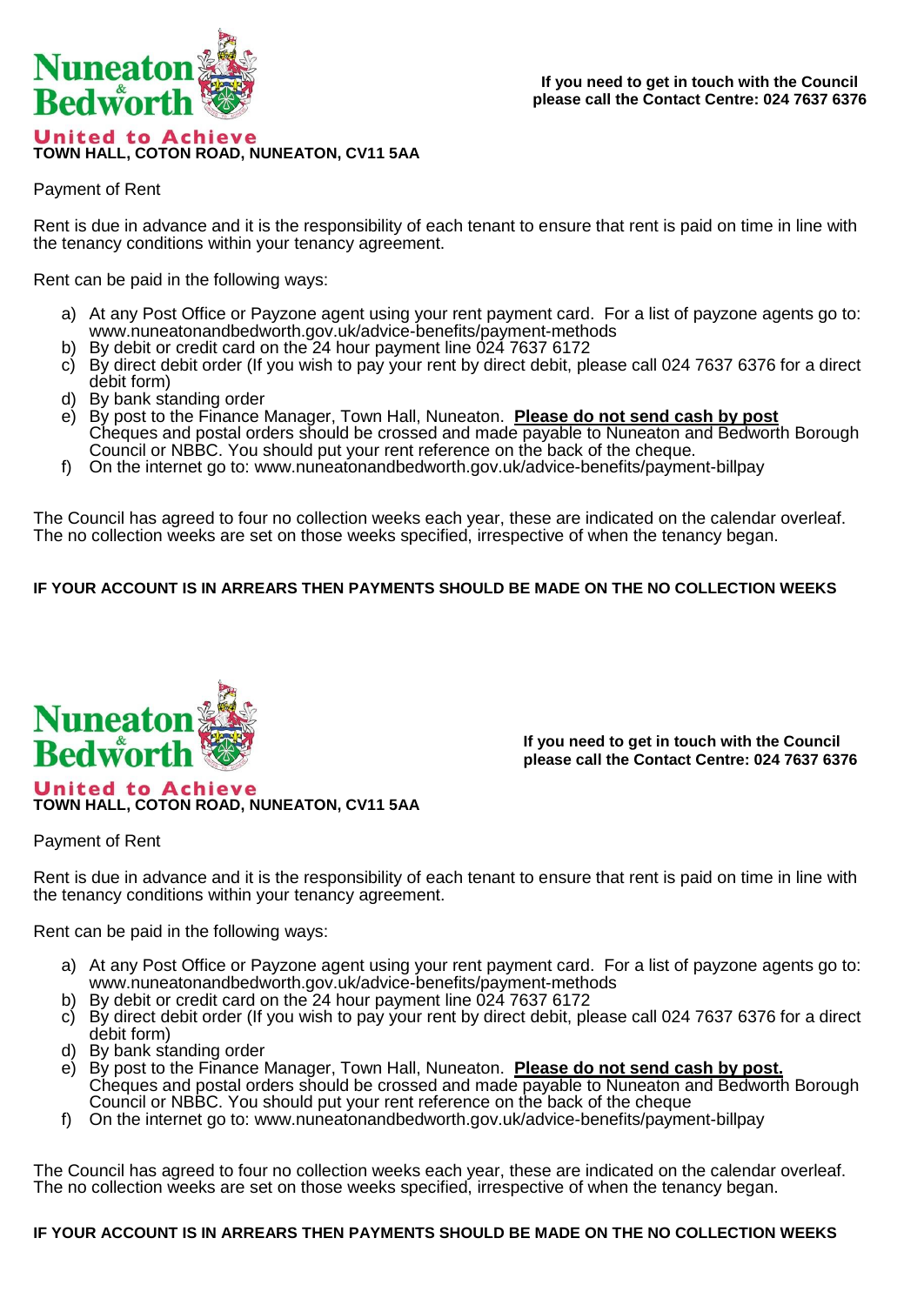**Nuneaton & Bedworth**

**United to Achieve**

**TOWN HALL, COTON ROAD, NUNEATON, CV11 5AA**

**If you need to get in touch with the Council please call the Contact Centre: 024 7637 6376**

Payment of Rent

Rent is due in advance and it is the responsibility of each tenant to ensure that rent is paid on time in line with the tenancy conditions within your tenancy agreement.

Rent can be paid in the following ways:

a) At any Post Office or Payzone agent using your rent payment card. For a list of payzone agents go to: www.nuneatonandbedworth.gov.uk/advice-benefits/payment-methods
b) By debit or credit card on the 24 hour payment line 024 7637 6172
c) By direct debit order (If you wish to pay your rent by direct debit, please call 024 7637 6376 for a direct debit form)
d) By bank standing order
e) By post to the Finance Manager, Town Hall, Nuneaton. **Please do not send cash by post** Cheques and postal orders should be crossed and made payable to Nuneaton and Bedworth Borough Council or NBBC. You should put your rent reference on the back of the cheque.
f) On the internet go to: www.nuneatonandbedworth.gov.uk/advice-benefits/payment-billpay

The Council has agreed to four no collection weeks each year, these are indicated on the calendar overleaf. The no collection weeks are set on those weeks specified, irrespective of when the tenancy began.

**IF YOUR ACCOUNT IS IN ARREARS THEN PAYMENTS SHOULD BE MADE ON THE NO COLLECTION WEEKS**

**Nuneaton & Bedworth**

**United to Achieve**

**TOWN HALL, COTON ROAD, NUNEATON, CV11 5AA**

**If you need to get in touch with the Council please call the Contact Centre: 024 7637 6376**

Payment of Rent

Rent is due in advance and it is the responsibility of each tenant to ensure that rent is paid on time in line with the tenancy conditions within your tenancy agreement.

Rent can be paid in the following ways:

a) At any Post Office or Payzone agent using your rent payment card. For a list of payzone agents go to: www.nuneatonandbedworth.gov.uk/advice-benefits/payment-methods
b) By debit or credit card on the 24 hour payment line 024 7637 6172
c) By direct debit order (If you wish to pay your rent by direct debit, please call 024 7637 6376 for a direct debit form)
d) By bank standing order
e) By post to the Finance Manager, Town Hall, Nuneaton. **Please do not send cash by post.** Cheques and postal orders should be crossed and made payable to Nuneaton and Bedworth Borough Council or NBBC. You should put your rent reference on the back of the cheque
f) On the internet go to: www.nuneatonandbedworth.gov.uk/advice-benefits/payment-billpay

The Council has agreed to four no collection weeks each year, these are indicated on the calendar overleaf. The no collection weeks are set on those weeks specified, irrespective of when the tenancy began.

**IF YOUR ACCOUNT IS IN ARREARS THEN PAYMENTS SHOULD BE MADE ON THE NO COLLECTION WEEKS**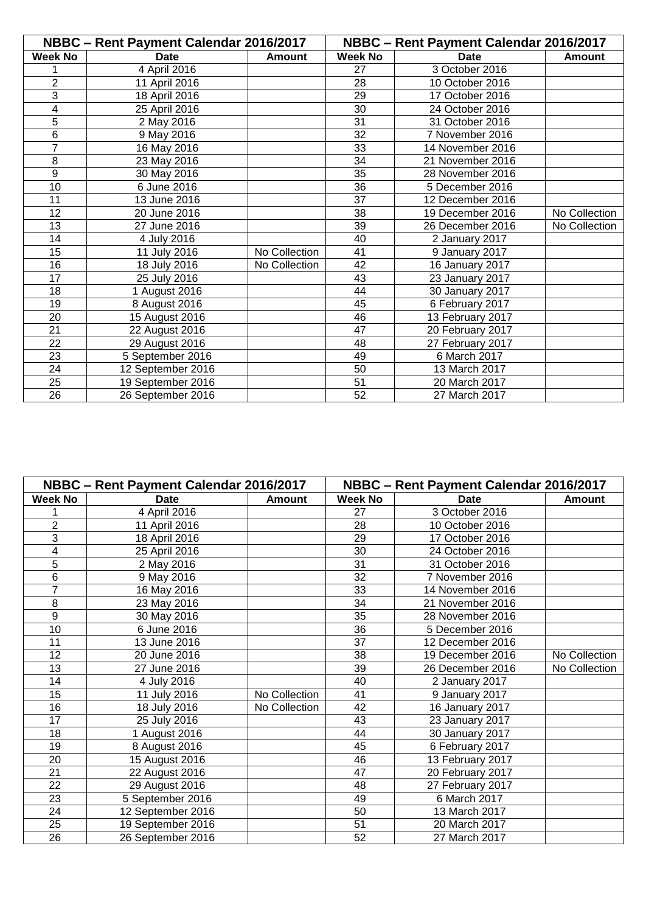| NBBC – Rent Payment Calendar 2016/2017 | | | NBBC – Rent Payment Calendar 2016/2017 | | |
|---|---|---|---|---|---|
| **Week No** | **Date** | **Amount** | **Week No** | **Date** | **Amount** |
| 1 | 4 April 2016 | | 27 | 3 October 2016 | |
| 2 | 11 April 2016 | | 28 | 10 October 2016 | |
| 3 | 18 April 2016 | | 29 | 17 October 2016 | |
| 4 | 25 April 2016 | | 30 | 24 October 2016 | |
| 5 | 2 May 2016 | | 31 | 31 October 2016 | |
| 6 | 9 May 2016 | | 32 | 7 November 2016 | |
| 7 | 16 May 2016 | | 33 | 14 November 2016 | |
| 8 | 23 May 2016 | | 34 | 21 November 2016 | |
| 9 | 30 May 2016 | | 35 | 28 November 2016 | |
| 10 | 6 June 2016 | | 36 | 5 December 2016 | |
| 11 | 13 June 2016 | | 37 | 12 December 2016 | |
| 12 | 20 June 2016 | | 38 | 19 December 2016 | No Collection |
| 13 | 27 June 2016 | | 39 | 26 December 2016 | No Collection |
| 14 | 4 July 2016 | | 40 | 2 January 2017 | |
| 15 | 11 July 2016 | No Collection | 41 | 9 January 2017 | |
| 16 | 18 July 2016 | No Collection | 42 | 16 January 2017 | |
| 17 | 25 July 2016 | | 43 | 23 January 2017 | |
| 18 | 1 August 2016 | | 44 | 30 January 2017 | |
| 19 | 8 August 2016 | | 45 | 6 February 2017 | |
| 20 | 15 August 2016 | | 46 | 13 February 2017 | |
| 21 | 22 August 2016 | | 47 | 20 February 2017 | |
| 22 | 29 August 2016 | | 48 | 27 February 2017 | |
| 23 | 5 September 2016 | | 49 | 6 March 2017 | |
| 24 | 12 September 2016 | | 50 | 13 March 2017 | |
| 25 | 19 September 2016 | | 51 | 20 March 2017 | |
| 26 | 26 September 2016 | | 52 | 27 March 2017 | |

| NBBC – Rent Payment Calendar 2016/2017 | | | NBBC – Rent Payment Calendar 2016/2017 | | |
|---|---|---|---|---|---|
| **Week No** | **Date** | **Amount** | **Week No** | **Date** | **Amount** |
| 1 | 4 April 2016 | | 27 | 3 October 2016 | |
| 2 | 11 April 2016 | | 28 | 10 October 2016 | |
| 3 | 18 April 2016 | | 29 | 17 October 2016 | |
| 4 | 25 April 2016 | | 30 | 24 October 2016 | |
| 5 | 2 May 2016 | | 31 | 31 October 2016 | |
| 6 | 9 May 2016 | | 32 | 7 November 2016 | |
| 7 | 16 May 2016 | | 33 | 14 November 2016 | |
| 8 | 23 May 2016 | | 34 | 21 November 2016 | |
| 9 | 30 May 2016 | | 35 | 28 November 2016 | |
| 10 | 6 June 2016 | | 36 | 5 December 2016 | |
| 11 | 13 June 2016 | | 37 | 12 December 2016 | |
| 12 | 20 June 2016 | | 38 | 19 December 2016 | No Collection |
| 13 | 27 June 2016 | | 39 | 26 December 2016 | No Collection |
| 14 | 4 July 2016 | | 40 | 2 January 2017 | |
| 15 | 11 July 2016 | No Collection | 41 | 9 January 2017 | |
| 16 | 18 July 2016 | No Collection | 42 | 16 January 2017 | |
| 17 | 25 July 2016 | | 43 | 23 January 2017 | |
| 18 | 1 August 2016 | | 44 | 30 January 2017 | |
| 19 | 8 August 2016 | | 45 | 6 February 2017 | |
| 20 | 15 August 2016 | | 46 | 13 February 2017 | |
| 21 | 22 August 2016 | | 47 | 20 February 2017 | |
| 22 | 29 August 2016 | | 48 | 27 February 2017 | |
| 23 | 5 September 2016 | | 49 | 6 March 2017 | |
| 24 | 12 September 2016 | | 50 | 13 March 2017 | |
| 25 | 19 September 2016 | | 51 | 20 March 2017 | |
| 26 | 26 September 2016 | | 52 | 27 March 2017 | |